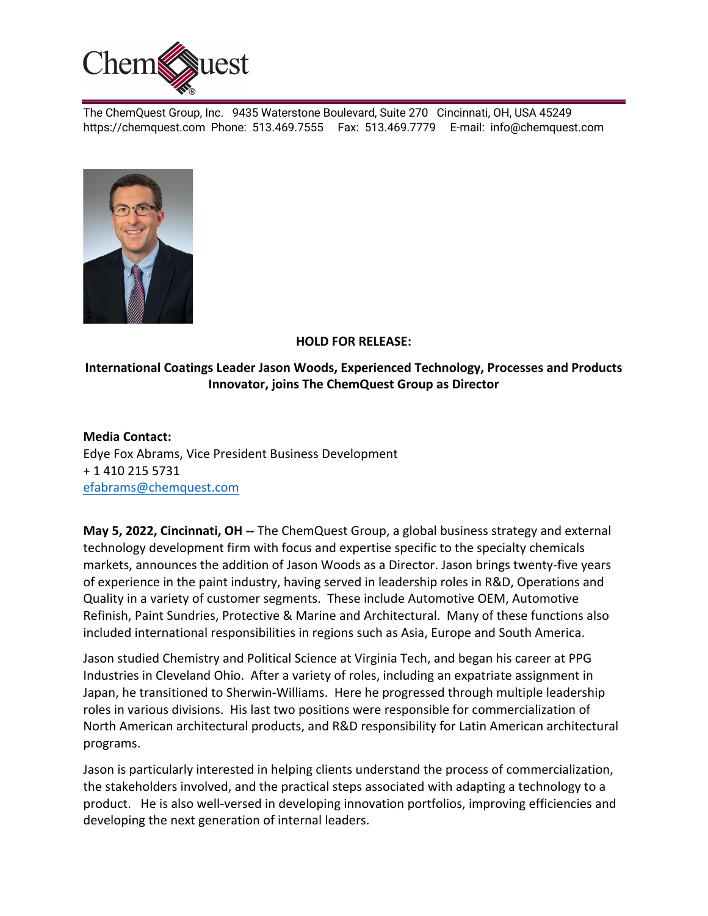ChemQuest

The ChemQuest Group, Inc. 9435 Waterstone Boulevard, Suite 270 Cincinnati, OH, USA 45249
https://chemquest.com Phone: 513.469.7555 Fax: 513.469.7779 E-mail: info@chemquest.com

**HOLD FOR RELEASE:**

**International Coatings Leader Jason Woods, Experienced Technology, Processes and Products Innovator, joins The ChemQuest Group as Director**

**Media Contact:**
Edye Fox Abrams, Vice President Business Development
+ 1 410 215 5731
efabrams@chemquest.com

**May 5, 2022, Cincinnati, OH --** The ChemQuest Group, a global business strategy and external technology development firm with focus and expertise specific to the specialty chemicals markets, announces the addition of Jason Woods as a Director. Jason brings twenty-five years of experience in the paint industry, having served in leadership roles in R&D, Operations and Quality in a variety of customer segments. These include Automotive OEM, Automotive Refinish, Paint Sundries, Protective & Marine and Architectural. Many of these functions also included international responsibilities in regions such as Asia, Europe and South America.

Jason studied Chemistry and Political Science at Virginia Tech, and began his career at PPG Industries in Cleveland Ohio. After a variety of roles, including an expatriate assignment in Japan, he transitioned to Sherwin-Williams. Here he progressed through multiple leadership roles in various divisions. His last two positions were responsible for commercialization of North American architectural products, and R&D responsibility for Latin American architectural programs.

Jason is particularly interested in helping clients understand the process of commercialization, the stakeholders involved, and the practical steps associated with adapting a technology to a product. He is also well-versed in developing innovation portfolios, improving efficiencies and developing the next generation of internal leaders.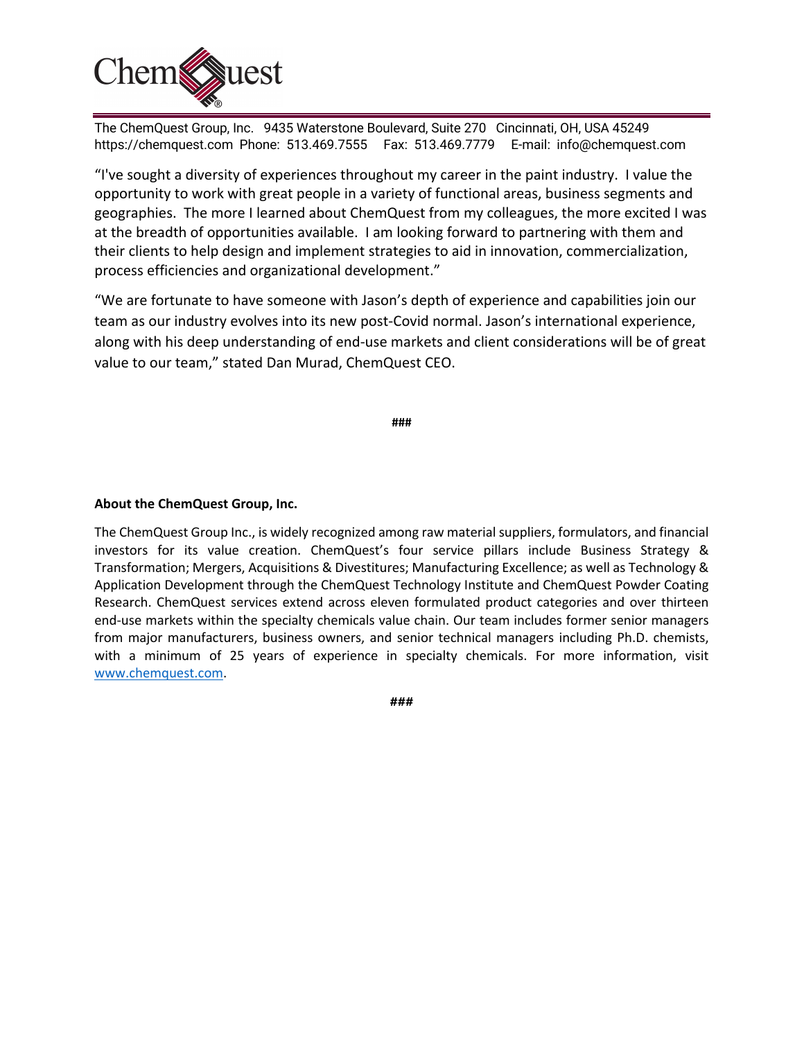The ChemQuest Group, Inc. 9435 Waterstone Boulevard, Suite 270 Cincinnati, OH, USA 45249
https://chemquest.com Phone: 513.469.7555 Fax: 513.469.7779 E-mail: info@chemquest.com

"I've sought a diversity of experiences throughout my career in the paint industry. I value the opportunity to work with great people in a variety of functional areas, business segments and geographies. The more I learned about ChemQuest from my colleagues, the more excited I was at the breadth of opportunities available. I am looking forward to partnering with them and their clients to help design and implement strategies to aid in innovation, commercialization, process efficiencies and organizational development."

"We are fortunate to have someone with Jason's depth of experience and capabilities join our team as our industry evolves into its new post-Covid normal. Jason's international experience, along with his deep understanding of end-use markets and client considerations will be of great value to our team," stated Dan Murad, ChemQuest CEO.

**###**

**About the ChemQuest Group, Inc.**

The ChemQuest Group Inc., is widely recognized among raw material suppliers, formulators, and financial investors for its value creation. ChemQuest's four service pillars include Business Strategy & Transformation; Mergers, Acquisitions & Divestitures; Manufacturing Excellence; as well as Technology & Application Development through the ChemQuest Technology Institute and ChemQuest Powder Coating Research. ChemQuest services extend across eleven formulated product categories and over thirteen end-use markets within the specialty chemicals value chain. Our team includes former senior managers from major manufacturers, business owners, and senior technical managers including Ph.D. chemists, with a minimum of 25 years of experience in specialty chemicals. For more information, visit www.chemquest.com.

**###**